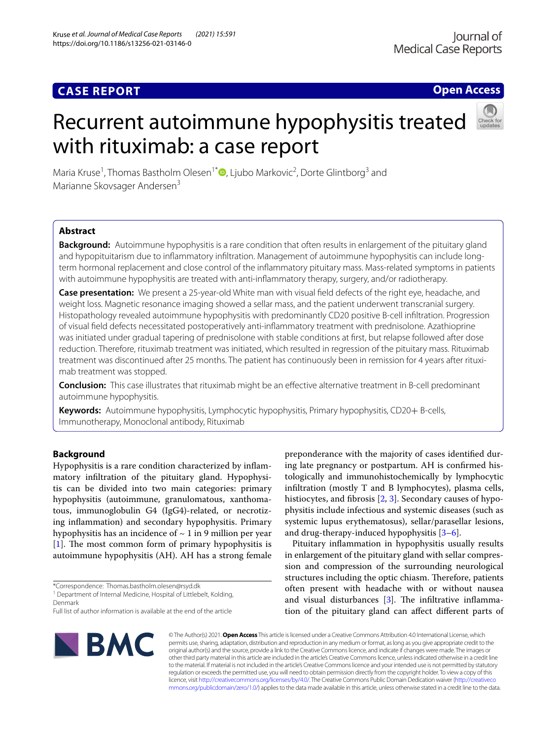CASE REPORT

Open Access

# Recurrent autoimmune hypophysitis treated with rituximab: a case report

Maria Kruse[1], Thomas Bastholm Olesen[1*], Ljubo Markovic[2], Dorte Glintborg[3] and Marianne Skovsager Andersen[3]

## Abstract

**Background:** Autoimmune hypophysitis is a rare condition that often results in enlargement of the pituitary gland and hypopituitarism due to inflammatory infiltration. Management of autoimmune hypophysitis can include long-term hormonal replacement and close control of the inflammatory pituitary mass. Mass-related symptoms in patients with autoimmune hypophysitis are treated with anti-inflammatory therapy, surgery, and/or radiotherapy.

**Case presentation:** We present a 25-year-old White man with visual field defects of the right eye, headache, and weight loss. Magnetic resonance imaging showed a sellar mass, and the patient underwent transcranial surgery. Histopathology revealed autoimmune hypophysitis with predominantly CD20 positive B-cell infiltration. Progression of visual field defects necessitated postoperatively anti-inflammatory treatment with prednisolone. Azathioprine was initiated under gradual tapering of prednisolone with stable conditions at first, but relapse followed after dose reduction. Therefore, rituximab treatment was initiated, which resulted in regression of the pituitary mass. Rituximab treatment was discontinued after 25 months. The patient has continuously been in remission for 4 years after rituximab treatment was stopped.

**Conclusion:** This case illustrates that rituximab might be an effective alternative treatment in B-cell predominant autoimmune hypophysitis.

**Keywords:** Autoimmune hypophysitis, Lymphocytic hypophysitis, Primary hypophysitis, CD20+ B-cells, Immunotherapy, Monoclonal antibody, Rituximab

## Background

Hypophysitis is a rare condition characterized by inflammatory infiltration of the pituitary gland. Hypophysitis can be divided into two main categories: primary hypophysitis (autoimmune, granulomatous, xanthomatous, immunoglobulin G4 (IgG4)-related, or necrotizing inflammation) and secondary hypophysitis. Primary hypophysitis has an incidence of ~ 1 in 9 million per year [1]. The most common form of primary hypophysitis is autoimmune hypophysitis (AH). AH has a strong female preponderance with the majority of cases identified during late pregnancy or postpartum. AH is confirmed histologically and immunohistochemically by lymphocytic infiltration (mostly T and B lymphocytes), plasma cells, histiocytes, and fibrosis [2, 3]. Secondary causes of hypophysitis include infectious and systemic diseases (such as systemic lupus erythematosus), sellar/parasellar lesions, and drug-therapy-induced hypophysitis [3–6].

Pituitary inflammation in hypophysitis usually results in enlargement of the pituitary gland with sellar compression and compression of the surrounding neurological structures including the optic chiasm. Therefore, patients often present with headache with or without nausea and visual disturbances [3]. The infiltrative inflammation of the pituitary gland can affect different parts of

*Correspondence: Thomas.bastholm.olesen@rsyd.dk
[1] Department of Internal Medicine, Hospital of Littlebelt, Kolding, Denmark
Full list of author information is available at the end of the article

© The Author(s) 2021. **Open Access** This article is licensed under a Creative Commons Attribution 4.0 International License, which permits use, sharing, adaptation, distribution and reproduction in any medium or format, as long as you give appropriate credit to the original author(s) and the source, provide a link to the Creative Commons licence, and indicate if changes were made. The images or other third party material in this article are included in the article's Creative Commons licence, unless indicated otherwise in a credit line to the material. If material is not included in the article's Creative Commons licence and your intended use is not permitted by statutory regulation or exceeds the permitted use, you will need to obtain permission directly from the copyright holder. To view a copy of this licence, visit http://creativecommons.org/licenses/by/4.0/. The Creative Commons Public Domain Dedication waiver (http://creativecommons.org/publicdomain/zero/1.0/) applies to the data made available in this article, unless otherwise stated in a credit line to the data.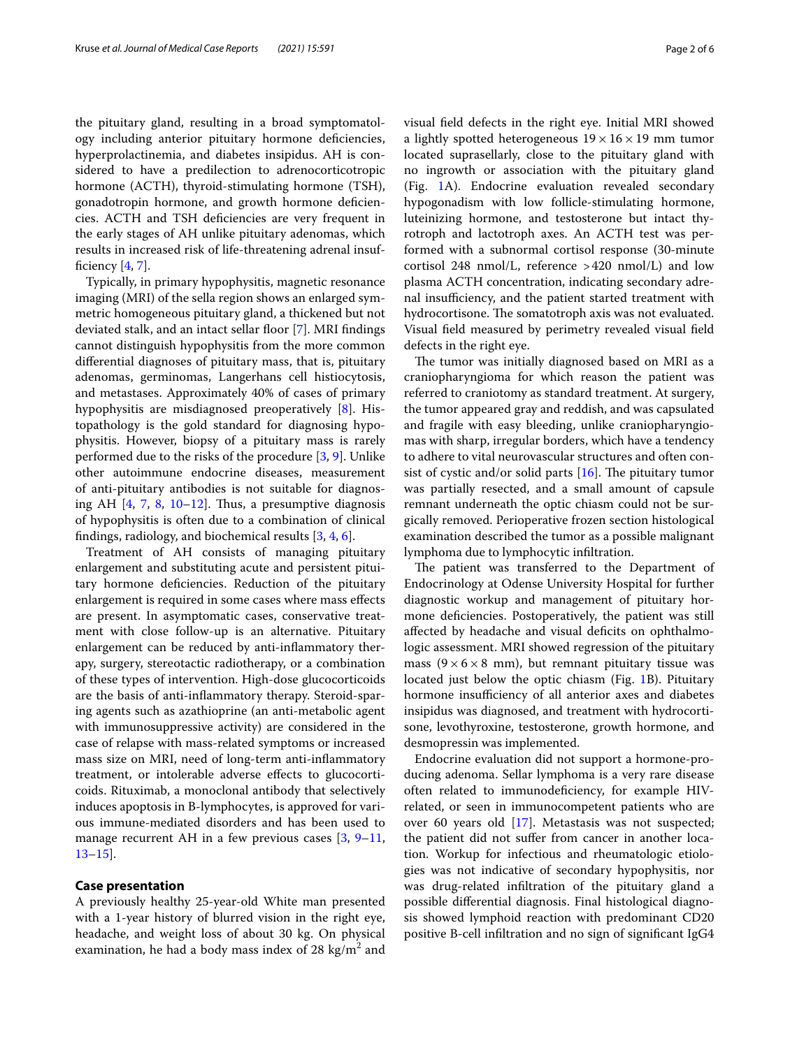the pituitary gland, resulting in a broad symptomatology including anterior pituitary hormone deficiencies, hyperprolactinemia, and diabetes insipidus. AH is considered to have a predilection to adrenocorticotropic hormone (ACTH), thyroid-stimulating hormone (TSH), gonadotropin hormone, and growth hormone deficiencies. ACTH and TSH deficiencies are very frequent in the early stages of AH unlike pituitary adenomas, which results in increased risk of life-threatening adrenal insufficiency [4, 7].

Typically, in primary hypophysitis, magnetic resonance imaging (MRI) of the sella region shows an enlarged symmetric homogeneous pituitary gland, a thickened but not deviated stalk, and an intact sellar floor [7]. MRI findings cannot distinguish hypophysitis from the more common differential diagnoses of pituitary mass, that is, pituitary adenomas, germinomas, Langerhans cell histiocytosis, and metastases. Approximately 40% of cases of primary hypophysitis are misdiagnosed preoperatively [8]. Histopathology is the gold standard for diagnosing hypophysitis. However, biopsy of a pituitary mass is rarely performed due to the risks of the procedure [3, 9]. Unlike other autoimmune endocrine diseases, measurement of anti-pituitary antibodies is not suitable for diagnosing AH [4, 7, 8, 10–12]. Thus, a presumptive diagnosis of hypophysitis is often due to a combination of clinical findings, radiology, and biochemical results [3, 4, 6].

Treatment of AH consists of managing pituitary enlargement and substituting acute and persistent pituitary hormone deficiencies. Reduction of the pituitary enlargement is required in some cases where mass effects are present. In asymptomatic cases, conservative treatment with close follow-up is an alternative. Pituitary enlargement can be reduced by anti-inflammatory therapy, surgery, stereotactic radiotherapy, or a combination of these types of intervention. High-dose glucocorticoids are the basis of anti-inflammatory therapy. Steroid-sparing agents such as azathioprine (an anti-metabolic agent with immunosuppressive activity) are considered in the case of relapse with mass-related symptoms or increased mass size on MRI, need of long-term anti-inflammatory treatment, or intolerable adverse effects to glucocorticoids. Rituximab, a monoclonal antibody that selectively induces apoptosis in B-lymphocytes, is approved for various immune-mediated disorders and has been used to manage recurrent AH in a few previous cases [3, 9–11, 13–15].

## Case presentation

A previously healthy 25-year-old White man presented with a 1-year history of blurred vision in the right eye, headache, and weight loss of about 30 kg. On physical examination, he had a body mass index of 28 kg/m$^2$ and visual field defects in the right eye. Initial MRI showed a lightly spotted heterogeneous $19 \times 16 \times 19$ mm tumor located suprasellarly, close to the pituitary gland with no ingrowth or association with the pituitary gland (Fig. 1A). Endocrine evaluation revealed secondary hypogonadism with low follicle-stimulating hormone, luteinizing hormone, and testosterone but intact thyrotroph and lactotroph axes. An ACTH test was performed with a subnormal cortisol response (30-minute cortisol 248 nmol/L, reference >420 nmol/L) and low plasma ACTH concentration, indicating secondary adrenal insufficiency, and the patient started treatment with hydrocortisone. The somatotroph axis was not evaluated. Visual field measured by perimetry revealed visual field defects in the right eye.

The tumor was initially diagnosed based on MRI as a craniopharyngioma for which reason the patient was referred to craniotomy as standard treatment. At surgery, the tumor appeared gray and reddish, and was capsulated and fragile with easy bleeding, unlike craniopharyngiomas with sharp, irregular borders, which have a tendency to adhere to vital neurovascular structures and often consist of cystic and/or solid parts [16]. The pituitary tumor was partially resected, and a small amount of capsule remnant underneath the optic chiasm could not be surgically removed. Perioperative frozen section histological examination described the tumor as a possible malignant lymphoma due to lymphocytic infiltration.

The patient was transferred to the Department of Endocrinology at Odense University Hospital for further diagnostic workup and management of pituitary hormone deficiencies. Postoperatively, the patient was still affected by headache and visual deficits on ophthalmologic assessment. MRI showed regression of the pituitary mass ($9 \times 6 \times 8$ mm), but remnant pituitary tissue was located just below the optic chiasm (Fig. 1B). Pituitary hormone insufficiency of all anterior axes and diabetes insipidus was diagnosed, and treatment with hydrocortisone, levothyroxine, testosterone, growth hormone, and desmopressin was implemented.

Endocrine evaluation did not support a hormone-producing adenoma. Sellar lymphoma is a very rare disease often related to immunodeficiency, for example HIV-related, or seen in immunocompetent patients who are over 60 years old [17]. Metastasis was not suspected; the patient did not suffer from cancer in another location. Workup for infectious and rheumatologic etiologies was not indicative of secondary hypophysitis, nor was drug-related infiltration of the pituitary gland a possible differential diagnosis. Final histological diagnosis showed lymphoid reaction with predominant CD20 positive B-cell infiltration and no sign of significant IgG4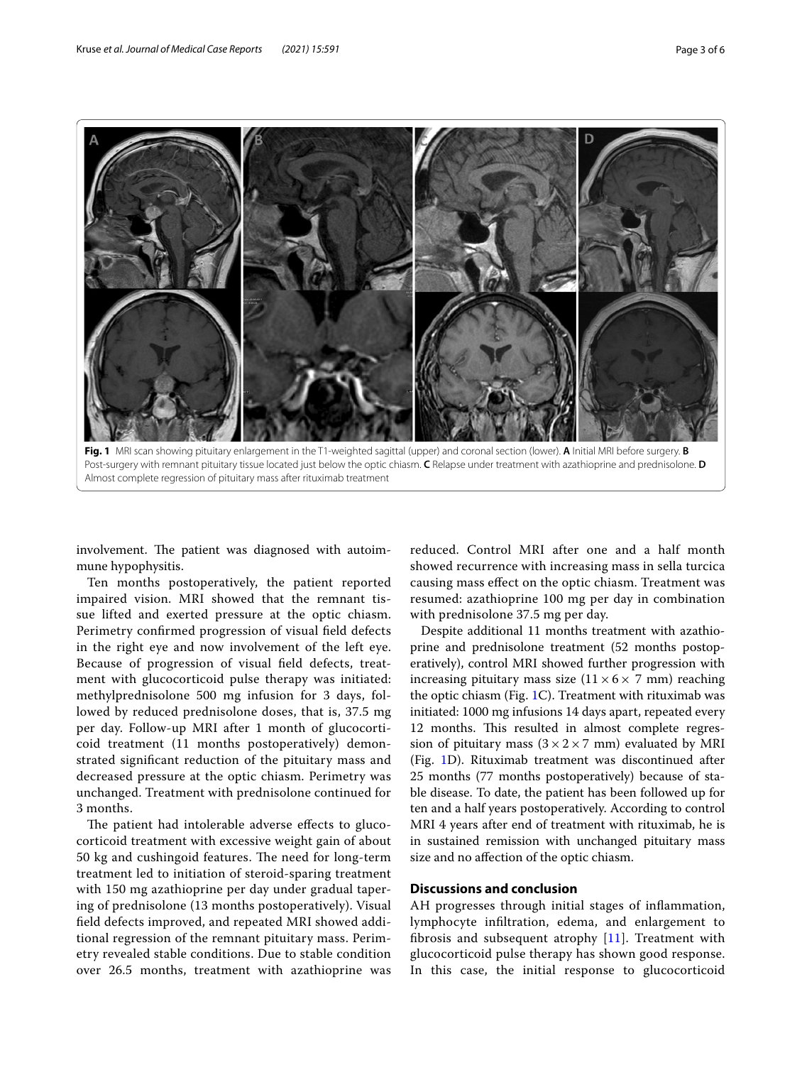Fig. 1 MRI scan showing pituitary enlargement in the T1-weighted sagittal (upper) and coronal section (lower). **A** Initial MRI before surgery. **B** Post-surgery with remnant pituitary tissue located just below the optic chiasm. **C** Relapse under treatment with azathioprine and prednisolone. **D** Almost complete regression of pituitary mass after rituximab treatment

involvement. The patient was diagnosed with autoimmune hypophysitis.

Ten months postoperatively, the patient reported impaired vision. MRI showed that the remnant tissue lifted and exerted pressure at the optic chiasm. Perimetry confirmed progression of visual field defects in the right eye and now involvement of the left eye. Because of progression of visual field defects, treatment with glucocorticoid pulse therapy was initiated: methylprednisolone 500 mg infusion for 3 days, followed by reduced prednisolone doses, that is, 37.5 mg per day. Follow-up MRI after 1 month of glucocorticoid treatment (11 months postoperatively) demonstrated significant reduction of the pituitary mass and decreased pressure at the optic chiasm. Perimetry was unchanged. Treatment with prednisolone continued for 3 months.

The patient had intolerable adverse effects to glucocorticoid treatment with excessive weight gain of about 50 kg and cushingoid features. The need for long-term treatment led to initiation of steroid-sparing treatment with 150 mg azathioprine per day under gradual tapering of prednisolone (13 months postoperatively). Visual field defects improved, and repeated MRI showed additional regression of the remnant pituitary mass. Perimetry revealed stable conditions. Due to stable condition over 26.5 months, treatment with azathioprine was reduced. Control MRI after one and a half month showed recurrence with increasing mass in sella turcica causing mass effect on the optic chiasm. Treatment was resumed: azathioprine 100 mg per day in combination with prednisolone 37.5 mg per day.

Despite additional 11 months treatment with azathioprine and prednisolone treatment (52 months postoperatively), control MRI showed further progression with increasing pituitary mass size ($11 \times 6 \times 7$ mm) reaching the optic chiasm (Fig. 1C). Treatment with rituximab was initiated: 1000 mg infusions 14 days apart, repeated every 12 months. This resulted in almost complete regression of pituitary mass ($3 \times 2 \times 7$ mm) evaluated by MRI (Fig. 1D). Rituximab treatment was discontinued after 25 months (77 months postoperatively) because of stable disease. To date, the patient has been followed up for ten and a half years postoperatively. According to control MRI 4 years after end of treatment with rituximab, he is in sustained remission with unchanged pituitary mass size and no affection of the optic chiasm.

## Discussions and conclusion

AH progresses through initial stages of inflammation, lymphocyte infiltration, edema, and enlargement to fibrosis and subsequent atrophy [11]. Treatment with glucocorticoid pulse therapy has shown good response. In this case, the initial response to glucocorticoid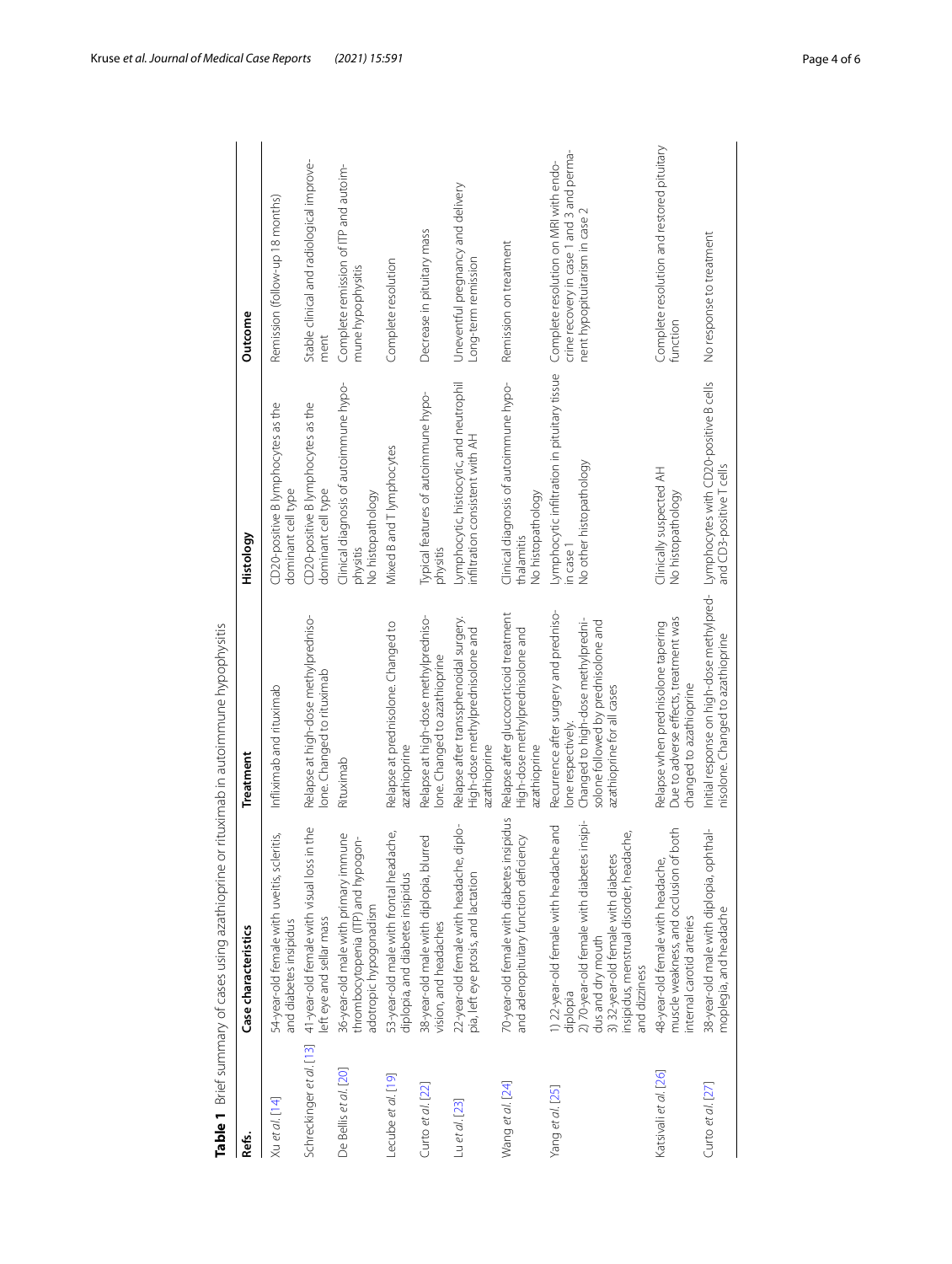**Table 1** Brief summary of cases using azathioprine or rituximab in autoimmune hypophysitis

| Refs. | Case characteristics | Treatment | Histology | Outcome |
|---|---|---|---|---|
| Xu *et al.* [14] | 54-year-old female with uveitis, scleritis, and diabetes insipidus | Infliximab and rituximab | CD20-positive B lymphocytes as the dominant cell type | Remission (follow-up 18 months) |
| Schreckinger *et al.* [13] | 41-year-old female with visual loss in the left eye and sellar mass | Relapse at high-dose methylprednisolone. Changed to rituximab | CD20-positive B lymphocytes as the dominant cell type | Stable clinical and radiological improvement |
| De Bellis *et al.* [20] | 36-year-old male with primary immune thrombocytopenia (ITP) and hypogonadotropic hypogonadism | Rituximab | Clinical diagnosis of autoimmune hypophysitis<br>No histopathology | Complete remission of ITP and autoimmune hypophysitis |
| Lecube *et al.* [19] | 53-year-old male with frontal headache, diplopia, and diabetes insipidus | Relapse at prednisolone. Changed to azathioprine | Mixed B and T lymphocytes | Complete resolution |
| Curto *et al.* [22] | 38-year-old male with diplopia, blurred vision, and headaches | Relapse at high-dose methylprednisolone. Changed to azathioprine | Typical features of autoimmune hypophysitis | Decrease in pituitary mass |
| Lu *et al.* [23] | 22-year-old female with headache, diplopia, left eye ptosis, and lactation | Relapse after transsphenoidal surgery. High-dose methylprednisolone and azathioprine | Lymphocytic, histiocytic, and neutrophil infiltration consistent with AH | Uneventful pregnancy and delivery<br>Long-term remission |
| Wang *et al.* [24] | 70-year-old female with diabetes insipidus and adenopituitary function deficiency | Relapse after glucocorticoid treatment<br>High-dose methylprednisolone and azathioprine | Clinical diagnosis of autoimmune hypothalamitis<br>No histopathology | Remission on treatment |
| Yang *et al.* [25] | 1) 22-year-old female with headache and diplopia<br>2) 70-year-old female with diabetes insipidus and dry mouth<br>3) 32-year-old female with diabetes insipidus, menstrual disorder, headache, and dizziness | Recurrence after surgery and prednisolone respectively.<br>Changed to high-dose methylprednisolone followed by prednisolone and azathioprine for all cases | Lymphocytic infiltration in pituitary tissue in case 1<br>No other histopathology | Complete resolution on MRI with endocrine recovery in case 1 and 3 and permanent hypopituitarism in case 2 |
| Katsiveli *et al.* [26] | 48-year-old female with headache, muscle weakness, and occlusion of both internal carotid arteries | Relapse when prednisolone tapering<br>Due to adverse effects, treatment was changed to azathioprine | Clinically suspected AH<br>No histopathology | Complete resolution and restored pituitary function |
| Curto *et al.* [27] | 38-year-old male with diplopia, ophthalmoplegia, and headache | Initial response on high-dose methylprednisolone. Changed to azathioprine | Lymphocytes with CD20-positive B cells and CD3-positive T cells | No response to treatment |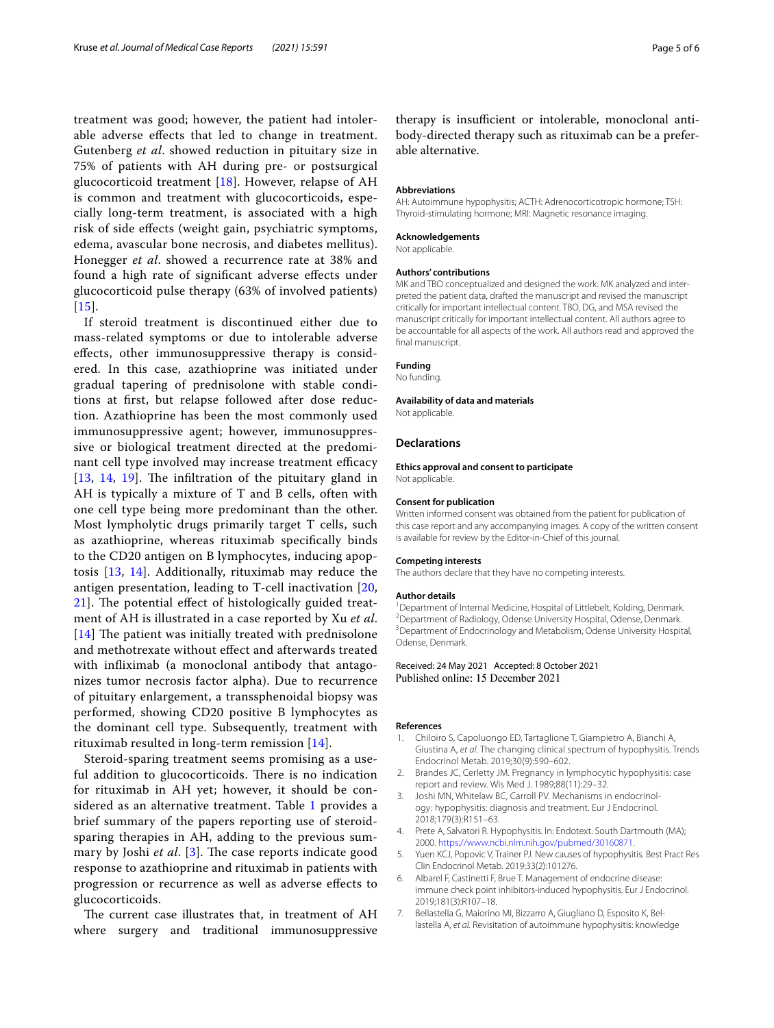treatment was good; however, the patient had intolerable adverse effects that led to change in treatment. Gutenberg *et al*. showed reduction in pituitary size in 75% of patients with AH during pre- or postsurgical glucocorticoid treatment [18]. However, relapse of AH is common and treatment with glucocorticoids, especially long-term treatment, is associated with a high risk of side effects (weight gain, psychiatric symptoms, edema, avascular bone necrosis, and diabetes mellitus). Honegger *et al*. showed a recurrence rate at 38% and found a high rate of significant adverse effects under glucocorticoid pulse therapy (63% of involved patients) [15].

If steroid treatment is discontinued either due to mass-related symptoms or due to intolerable adverse effects, other immunosuppressive therapy is considered. In this case, azathioprine was initiated under gradual tapering of prednisolone with stable conditions at first, but relapse followed after dose reduction. Azathioprine has been the most commonly used immunosuppressive agent; however, immunosuppressive or biological treatment directed at the predominant cell type involved may increase treatment efficacy [13, 14, 19]. The infiltration of the pituitary gland in AH is typically a mixture of T and B cells, often with one cell type being more predominant than the other. Most lympholytic drugs primarily target T cells, such as azathioprine, whereas rituximab specifically binds to the CD20 antigen on B lymphocytes, inducing apoptosis [13, 14]. Additionally, rituximab may reduce the antigen presentation, leading to T-cell inactivation [20, 21]. The potential effect of histologically guided treatment of AH is illustrated in a case reported by Xu *et al*. [14] The patient was initially treated with prednisolone and methotrexate without effect and afterwards treated with infliximab (a monoclonal antibody that antagonizes tumor necrosis factor alpha). Due to recurrence of pituitary enlargement, a transsphenoidal biopsy was performed, showing CD20 positive B lymphocytes as the dominant cell type. Subsequently, treatment with rituximab resulted in long-term remission [14].

Steroid-sparing treatment seems promising as a useful addition to glucocorticoids. There is no indication for rituximab in AH yet; however, it should be considered as an alternative treatment. Table 1 provides a brief summary of the papers reporting use of steroid-sparing therapies in AH, adding to the previous summary by Joshi *et al*. [3]. The case reports indicate good response to azathioprine and rituximab in patients with progression or recurrence as well as adverse effects to glucocorticoids.

The current case illustrates that, in treatment of AH where surgery and traditional immunosuppressive therapy is insufficient or intolerable, monoclonal antibody-directed therapy such as rituximab can be a preferable alternative.

#### Abbreviations
AH: Autoimmune hypophysitis; ACTH: Adrenocorticotropic hormone; TSH: Thyroid-stimulating hormone; MRI: Magnetic resonance imaging.

#### Acknowledgements
Not applicable.

#### Authors' contributions
MK and TBO conceptualized and designed the work. MK analyzed and interpreted the patient data, drafted the manuscript and revised the manuscript critically for important intellectual content. TBO, DG, and MSA revised the manuscript critically for important intellectual content. All authors agree to be accountable for all aspects of the work. All authors read and approved the final manuscript.

#### Funding
No funding.

#### Availability of data and materials
Not applicable.

### Declarations

#### Ethics approval and consent to participate
Not applicable.

#### Consent for publication
Written informed consent was obtained from the patient for publication of this case report and any accompanying images. A copy of the written consent is available for review by the Editor-in-Chief of this journal.

#### Competing interests
The authors declare that they have no competing interests.

#### Author details
[1] Department of Internal Medicine, Hospital of Littlebelt, Kolding, Denmark. [2] Department of Radiology, Odense University Hospital, Odense, Denmark. [3] Department of Endocrinology and Metabolism, Odense University Hospital, Odense, Denmark.

Received: 24 May 2021 Accepted: 8 October 2021
Published online: 15 December 2021

#### References
1. Chiloiro S, Capoluongo ED, Tartaglione T, Giampietro A, Bianchi A, Giustina A, *et al*. The changing clinical spectrum of hypophysitis. Trends Endocrinol Metab. 2019;30(9):590–602.
2. Brandes JC, Cerletty JM. Pregnancy in lymphocytic hypophysitis: case report and review. Wis Med J. 1989;88(11):29–32.
3. Joshi MN, Whitelaw BC, Carroll PV. Mechanisms in endocrinology: hypophysitis: diagnosis and treatment. Eur J Endocrinol. 2018;179(3):R151–63.
4. Prete A, Salvatori R. Hypophysitis. In: Endotext. South Dartmouth (MA); 2000. https://www.ncbi.nlm.nih.gov/pubmed/30160871.
5. Yuen KCJ, Popovic V, Trainer PJ. New causes of hypophysitis. Best Pract Res Clin Endocrinol Metab. 2019;33(2):101276.
6. Albarel F, Castinetti F, Brue T. Management of endocrine disease: immune check point inhibitors-induced hypophysitis. Eur J Endocrinol. 2019;181(3):R107–18.
7. Bellastella G, Maiorino MI, Bizzarro A, Giugliano D, Esposito K, Bellastella A, *et al*. Revisitation of autoimmune hypophysitis: knowledge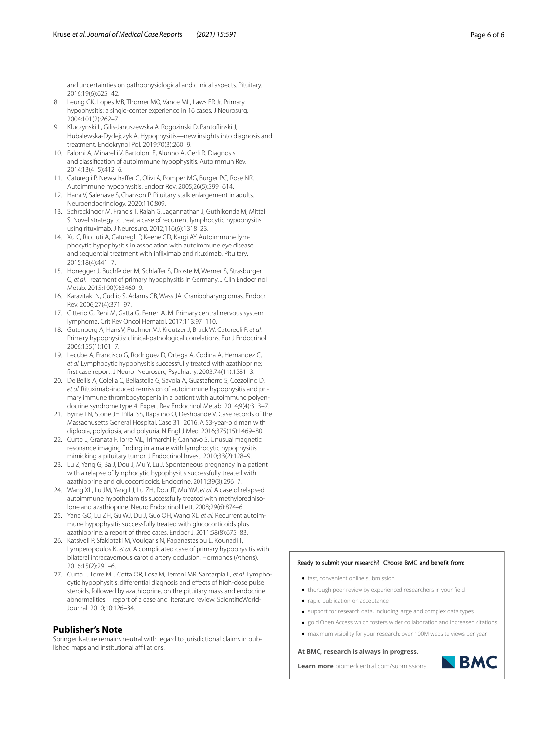and uncertainties on pathophysiological and clinical aspects. Pituitary. 2016;19(6):625–42.

8. Leung GK, Lopes MB, Thorner MO, Vance ML, Laws ER Jr. Primary hypophysitis: a single-center experience in 16 cases. J Neurosurg. 2004;101(2):262–71.
9. Kluczynski L, Gilis-Januszewska A, Rogozinski D, Pantoflinski J, Hubalewska-Dydejczyk A. Hypophysitis—new insights into diagnosis and treatment. Endokrynol Pol. 2019;70(3):260–9.
10. Falorni A, Minarelli V, Bartoloni E, Alunno A, Gerli R. Diagnosis and classification of autoimmune hypophysitis. Autoimmun Rev. 2014;13(4–5):412–6.
11. Caturegli P, Newschaffer C, Olivi A, Pomper MG, Burger PC, Rose NR. Autoimmune hypophysitis. Endocr Rev. 2005;26(5):599–614.
12. Hana V, Salenave S, Chanson P. Pituitary stalk enlargement in adults. Neuroendocrinology. 2020;110:809.
13. Schreckinger M, Francis T, Rajah G, Jagannathan J, Guthikonda M, Mittal S. Novel strategy to treat a case of recurrent lymphocytic hypophysitis using rituximab. J Neurosurg. 2012;116(6):1318–23.
14. Xu C, Ricciuti A, Caturegli P, Keene CD, Kargi AY. Autoimmune lymphocytic hypophysitis in association with autoimmune eye disease and sequential treatment with infliximab and rituximab. Pituitary. 2015;18(4):441–7.
15. Honegger J, Buchfelder M, Schlaffer S, Droste M, Werner S, Strasburger C, *et al.* Treatment of primary hypophysitis in Germany. J Clin Endocrinol Metab. 2015;100(9):3460–9.
16. Karavitaki N, Cudlip S, Adams CB, Wass JA. Craniopharyngiomas. Endocr Rev. 2006;27(4):371–97.
17. Citterio G, Reni M, Gatta G, Ferreri AJM. Primary central nervous system lymphoma. Crit Rev Oncol Hematol. 2017;113:97–110.
18. Gutenberg A, Hans V, Puchner MJ, Kreutzer J, Bruck W, Caturegli P, *et al.* Primary hypophysitis: clinical-pathological correlations. Eur J Endocrinol. 2006;155(1):101–7.
19. Lecube A, Francisco G, Rodriguez D, Ortega A, Codina A, Hernandez C, *et al.* Lymphocytic hypophysitis successfully treated with azathioprine: first case report. J Neurol Neurosurg Psychiatry. 2003;74(11):1581–3.
20. De Bellis A, Colella C, Bellastella G, Savoia A, Guastafierro S, Cozzolino D, *et al.* Rituximab-induced remission of autoimmune hypophysitis and primary immune thrombocytopenia in a patient with autoimmune polyendocrine syndrome type 4. Expert Rev Endocrinol Metab. 2014;9(4):313–7.
21. Byrne TN, Stone JH, Pillai SS, Rapalino O, Deshpande V. Case records of the Massachusetts General Hospital. Case 31–2016. A 53-year-old man with diplopia, polydipsia, and polyuria. N Engl J Med. 2016;375(15):1469–80.
22. Curto L, Granata F, Torre ML, Trimarchi F, Cannavo S. Unusual magnetic resonance imaging finding in a male with lymphocytic hypophysitis mimicking a pituitary tumor. J Endocrinol Invest. 2010;33(2):128–9.
23. Lu Z, Yang G, Ba J, Dou J, Mu Y, Lu J. Spontaneous pregnancy in a patient with a relapse of lymphocytic hypophysitis successfully treated with azathioprine and glucocorticoids. Endocrine. 2011;39(3):296–7.
24. Wang XL, Lu JM, Yang LJ, Lu ZH, Dou JT, Mu YM, *et al.* A case of relapsed autoimmune hypothalamitis successfully treated with methylprednisolone and azathioprine. Neuro Endocrinol Lett. 2008;29(6):874–6.
25. Yang GQ, Lu ZH, Gu WJ, Du J, Guo QH, Wang XL, *et al.* Recurrent autoimmune hypophysitis successfully treated with glucocorticoids plus azathioprine: a report of three cases. Endocr J. 2011;58(8):675–83.
26. Katsiveli P, Sfakiotaki M, Voulgaris N, Papanastasiou L, Kounadi T, Lymperopoulos K, *et al.* A complicated case of primary hypophysitis with bilateral intracavernous carotid artery occlusion. Hormones (Athens). 2016;15(2):291–6.
27. Curto L, Torre ML, Cotta OR, Losa M, Terreni MR, Santarpia L, *et al.* Lymphocytic hypophysitis: differential diagnosis and effects of high-dose pulse steroids, followed by azathioprine, on the pituitary mass and endocrine abnormalities—report of a case and literature review. ScientificWorldJournal. 2010;10:126–34.

## Publisher's Note

Springer Nature remains neutral with regard to jurisdictional claims in published maps and institutional affiliations.

Ready to submit your research? Choose BMC and benefit from:

- fast, convenient online submission
- thorough peer review by experienced researchers in your field
- rapid publication on acceptance
- support for research data, including large and complex data types
- gold Open Access which fosters wider collaboration and increased citations
- maximum visibility for your research: over 100M website views per year

**At BMC, research is always in progress.**

**Learn more** biomedcentral.com/submissions

BMC